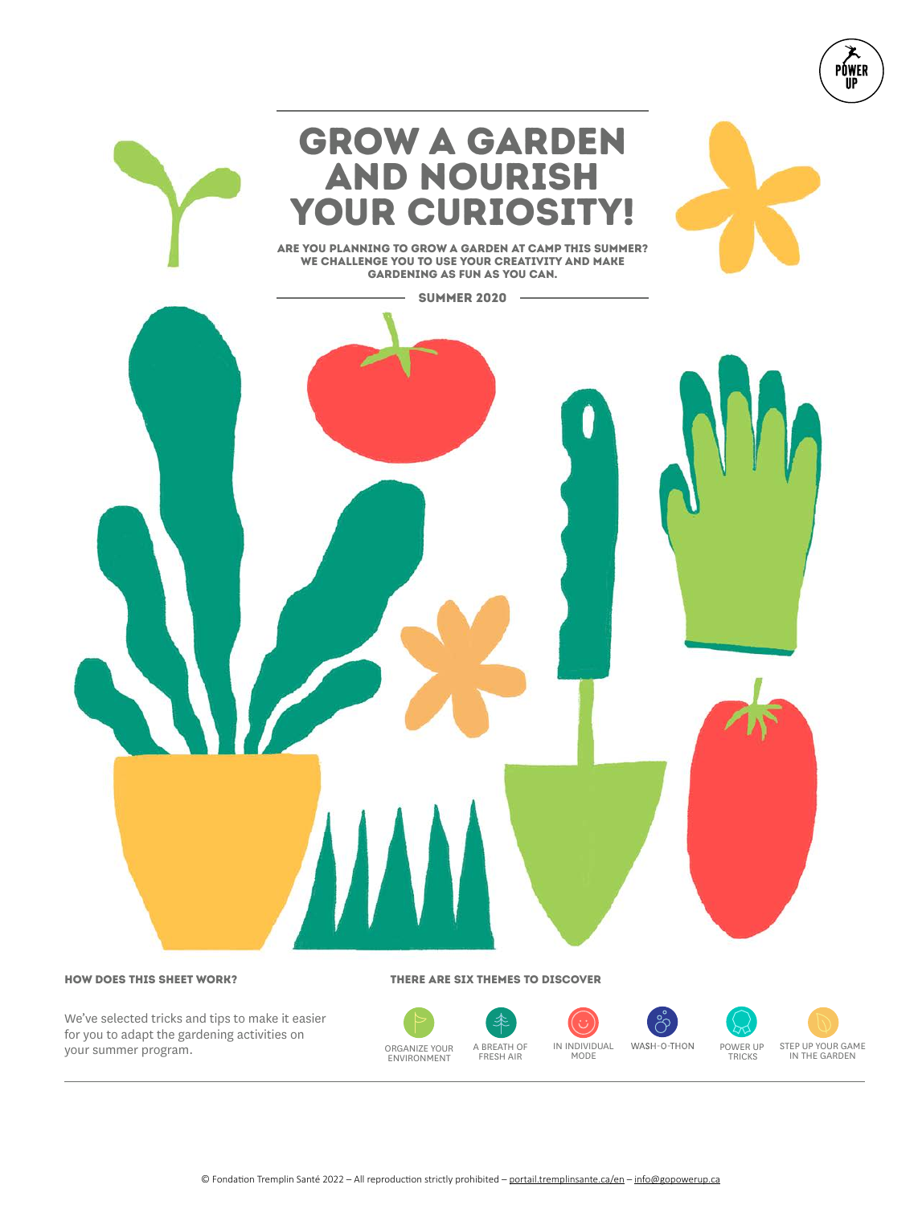# GROW A GARDEN AND NOURISH YOUR CURIOSITY!

**ARE YOU PLANNING TO GROW A GARDEN AT CAMP THIS SUMMER? WE CHALLENGE YOU TO USE YOUR CREATIVITY AND MAKE GARDENING AS FUN AS YOU CAN.**

**SUMMER 2020**

### HOW DOES THIS SHEET WORK?

We've selected tricks and tips to make it easier for you to adapt the gardening activities on your summer program.

### THERE ARE SIX THEMES TO DISCOVER

- ORGANIZE YOUR ENVIRONMENT
- A BREATH OF FRESH AIR
- IN INDIVIDUAL MODE
- WASH-O-THON
- POWER UP TRICKS
- STEP UP YOUR GAME IN THE GARDEN

© Fondation Tremplin Santé 2022 – All reproduction strictly prohibited – portail.tremplinsante.ca/en – info@gopowerup.ca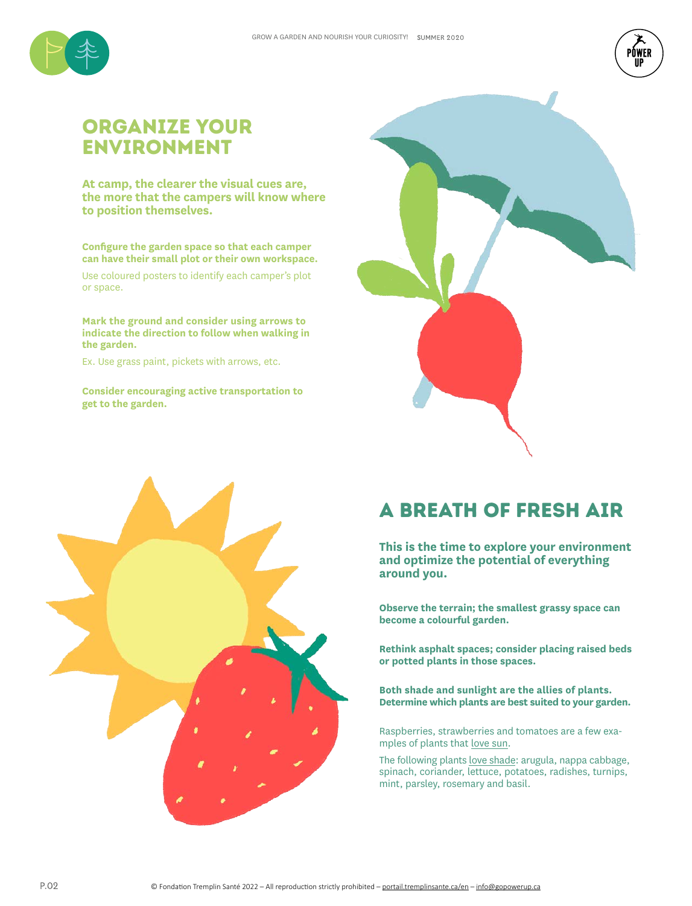## ORGANIZE YOUR ENVIRONMENT

**At camp, the clearer the visual cues are, the more that the campers will know where to position themselves.**

**Configure the garden space so that each camper can have their small plot or their own workspace.**

Use coloured posters to identify each camper's plot or space.

**Mark the ground and consider using arrows to indicate the direction to follow when walking in the garden.**

Ex. Use grass paint, pickets with arrows, etc.

**Consider encouraging active transportation to get to the garden.**

## A BREATH OF FRESH AIR

**This is the time to explore your environment and optimize the potential of everything around you.**

**Observe the terrain; the smallest grassy space can become a colourful garden.**

**Rethink asphalt spaces; consider placing raised beds or potted plants in those spaces.**

**Both shade and sunlight are the allies of plants. Determine which plants are best suited to your garden.**

Raspberries, strawberries and tomatoes are a few examples of plants that love sun.

The following plants love shade: arugula, nappa cabbage, spinach, coriander, lettuce, potatoes, radishes, turnips, mint, parsley, rosemary and basil.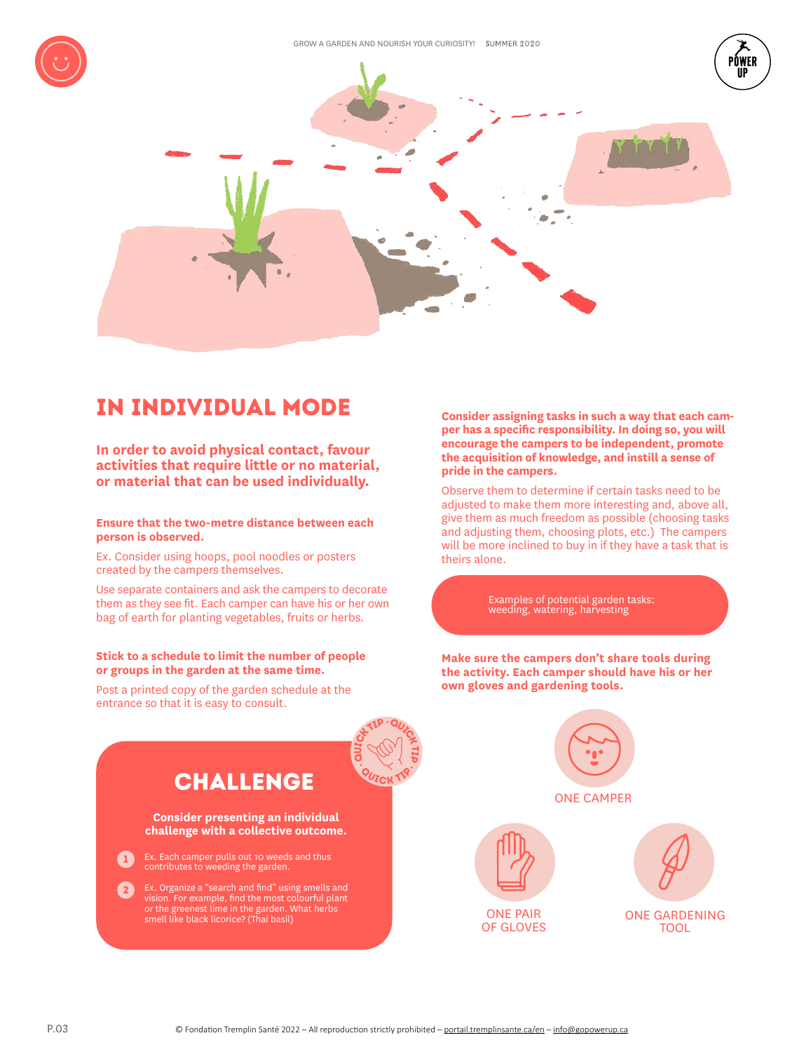# IN INDIVIDUAL MODE

**In order to avoid physical contact, favour activities that require little or no material, or material that can be used individually.**

**Ensure that the two-metre distance between each person is observed.**

Ex. Consider using hoops, pool noodles or posters created by the campers themselves.

Use separate containers and ask the campers to decorate them as they see fit. Each camper can have his or her own bag of earth for planting vegetables, fruits or herbs.

**Stick to a schedule to limit the number of people or groups in the garden at the same time.**

Post a printed copy of the garden schedule at the entrance so that it is easy to consult.

## CHALLENGE

QUICK TIP

**Consider presenting an individual challenge with a collective outcome.**

1. Ex. Each camper pulls out 10 weeds and thus contributes to weeding the garden.
2. Ex. Organize a "search and find" using smells and vision. For example, find the most colourful plant or the greenest lime in the garden. What herbs smell like black licorice? (Thai basil)

**Consider assigning tasks in such a way that each camper has a specific responsibility. In doing so, you will encourage the campers to be independent, promote the acquisition of knowledge, and instill a sense of pride in the campers.**

Observe them to determine if certain tasks need to be adjusted to make them more interesting and, above all, give them as much freedom as possible (choosing tasks and adjusting them, choosing plots, etc.) The campers will be more inclined to buy in if they have a task that is theirs alone.

Examples of potential garden tasks: weeding, watering, harvesting

**Make sure the campers don't share tools during the activity. Each camper should have his or her own gloves and gardening tools.**

ONE CAMPER

ONE PAIR OF GLOVES

ONE GARDENING TOOL

© Fondation Tremplin Santé 2022 – All reproduction strictly prohibited – portail.tremplinsante.ca/en – info@gopowerup.ca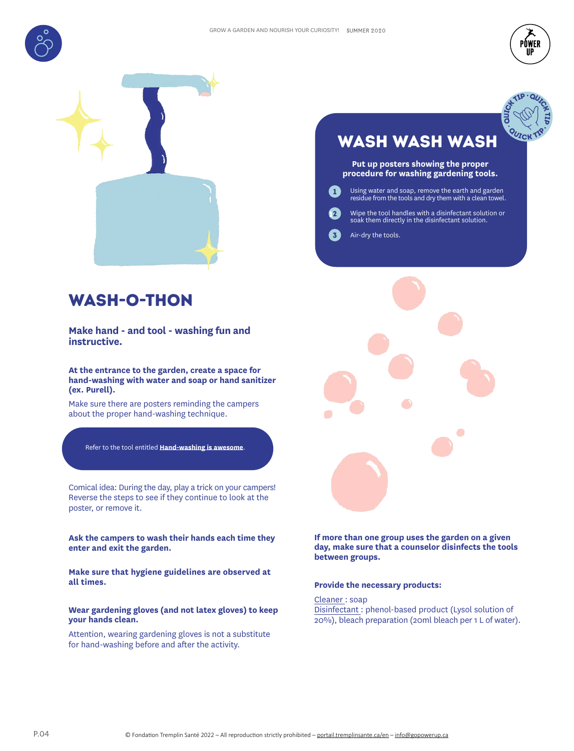## WASH WASH WASH

**Put up posters showing the proper procedure for washing gardening tools.**

1. Using water and soap, remove the earth and garden residue from the tools and dry them with a clean towel.
2. Wipe the tool handles with a disinfectant solution or soak them directly in the disinfectant solution.
3. Air-dry the tools.

# WASH-O-THON

**Make hand - and tool - washing fun and instructive.**

**At the entrance to the garden, create a space for hand-washing with water and soap or hand sanitizer (ex. Purell).**

Make sure there are posters reminding the campers about the proper hand-washing technique.

Refer to the tool entitled **Hand-washing is awesome**.

Comical idea: During the day, play a trick on your campers! Reverse the steps to see if they continue to look at the poster, or remove it.

**Ask the campers to wash their hands each time they enter and exit the garden.**

**Make sure that hygiene guidelines are observed at all times.**

**Wear gardening gloves (and not latex gloves) to keep your hands clean.**

Attention, wearing gardening gloves is not a substitute for hand-washing before and after the activity.

**If more than one group uses the garden on a given day, make sure that a counselor disinfects the tools between groups.**

**Provide the necessary products:**

Cleaner : soap
Disinfectant : phenol-based product (Lysol solution of 20%), bleach preparation (20ml bleach per 1 L of water).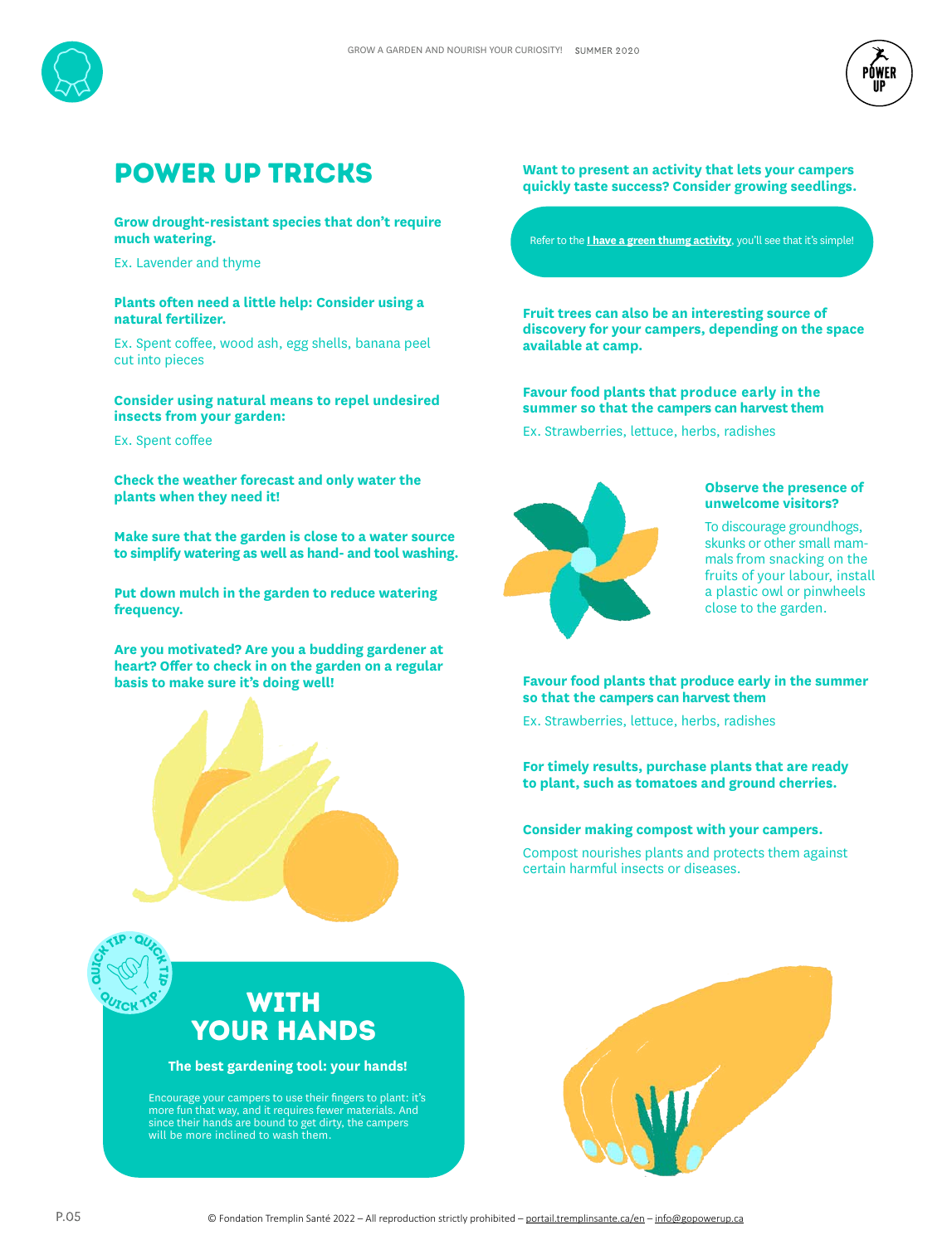# POWER UP TRICKS

**Grow drought-resistant species that don't require much watering.**

Ex. Lavender and thyme

**Plants often need a little help: Consider using a natural fertilizer.**

Ex. Spent coffee, wood ash, egg shells, banana peel cut into pieces

**Consider using natural means to repel undesired insects from your garden:**

Ex. Spent coffee

**Check the weather forecast and only water the plants when they need it!**

**Make sure that the garden is close to a water source to simplify watering as well as hand- and tool washing.**

**Put down mulch in the garden to reduce watering frequency.**

**Are you motivated? Are you a budding gardener at heart? Offer to check in on the garden on a regular basis to make sure it's doing well!**

**Want to present an activity that lets your campers quickly taste success? Consider growing seedlings.**

Refer to the **I have a green thumg activity**, you'll see that it's simple!

**Fruit trees can also be an interesting source of discovery for your campers, depending on the space available at camp.**

**Favour food plants that produce early in the summer so that the campers can harvest them**

Ex. Strawberries, lettuce, herbs, radishes

**Observe the presence of unwelcome visitors?**

To discourage groundhogs, skunks or other small mammals from snacking on the fruits of your labour, install a plastic owl or pinwheels close to the garden.

**Favour food plants that produce early in the summer so that the campers can harvest them**

Ex. Strawberries, lettuce, herbs, radishes

**For timely results, purchase plants that are ready to plant, such as tomatoes and ground cherries.**

**Consider making compost with your campers.**

Compost nourishes plants and protects them against certain harmful insects or diseases.

QUICK TIP

## WITH YOUR HANDS

**The best gardening tool: your hands!**

Encourage your campers to use their fingers to plant: it's more fun that way, and it requires fewer materials. And since their hands are bound to get dirty, the campers will be more inclined to wash them.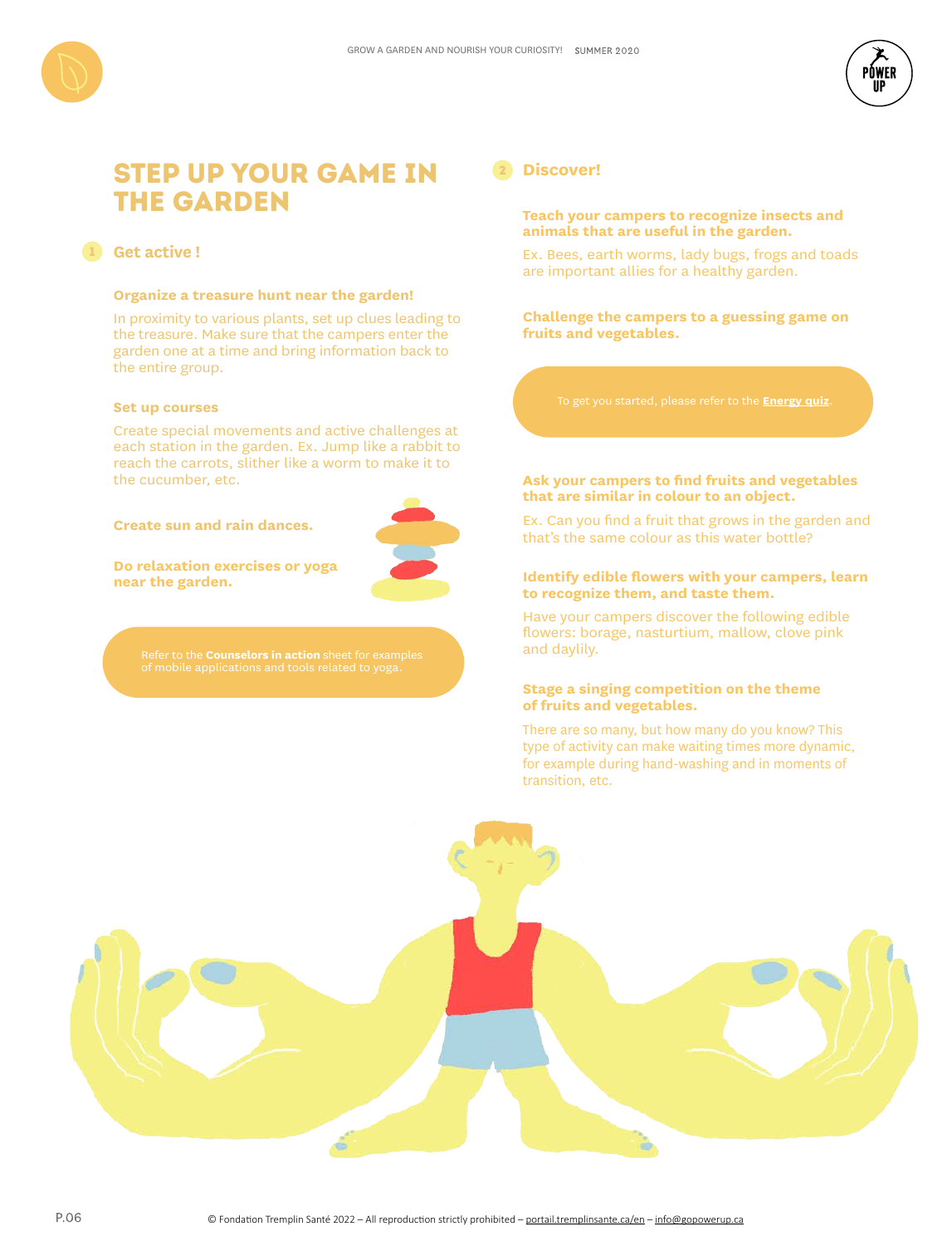# STEP UP YOUR GAME IN THE GARDEN

## 1 Get active !

**Organize a treasure hunt near the garden!**

In proximity to various plants, set up clues leading to the treasure. Make sure that the campers enter the garden one at a time and bring information back to the entire group.

**Set up courses**

Create special movements and active challenges at each station in the garden. Ex. Jump like a rabbit to reach the carrots, slither like a worm to make it to the cucumber, etc.

**Create sun and rain dances.**

**Do relaxation exercises or yoga near the garden.**

Refer to the **Counselors in action** sheet for examples of mobile applications and tools related to yoga.

## 2 Discover!

**Teach your campers to recognize insects and animals that are useful in the garden.**

Ex. Bees, earth worms, lady bugs, frogs and toads are important allies for a healthy garden.

**Challenge the campers to a guessing game on fruits and vegetables.**

To get you started, please refer to the **Energy quiz**.

**Ask your campers to find fruits and vegetables that are similar in colour to an object.**

Ex. Can you find a fruit that grows in the garden and that's the same colour as this water bottle?

**Identify edible flowers with your campers, learn to recognize them, and taste them.**

Have your campers discover the following edible flowers: borage, nasturtium, mallow, clove pink and daylily.

**Stage a singing competition on the theme of fruits and vegetables.**

There are so many, but how many do you know? This type of activity can make waiting times more dynamic, for example during hand-washing and in moments of transition, etc.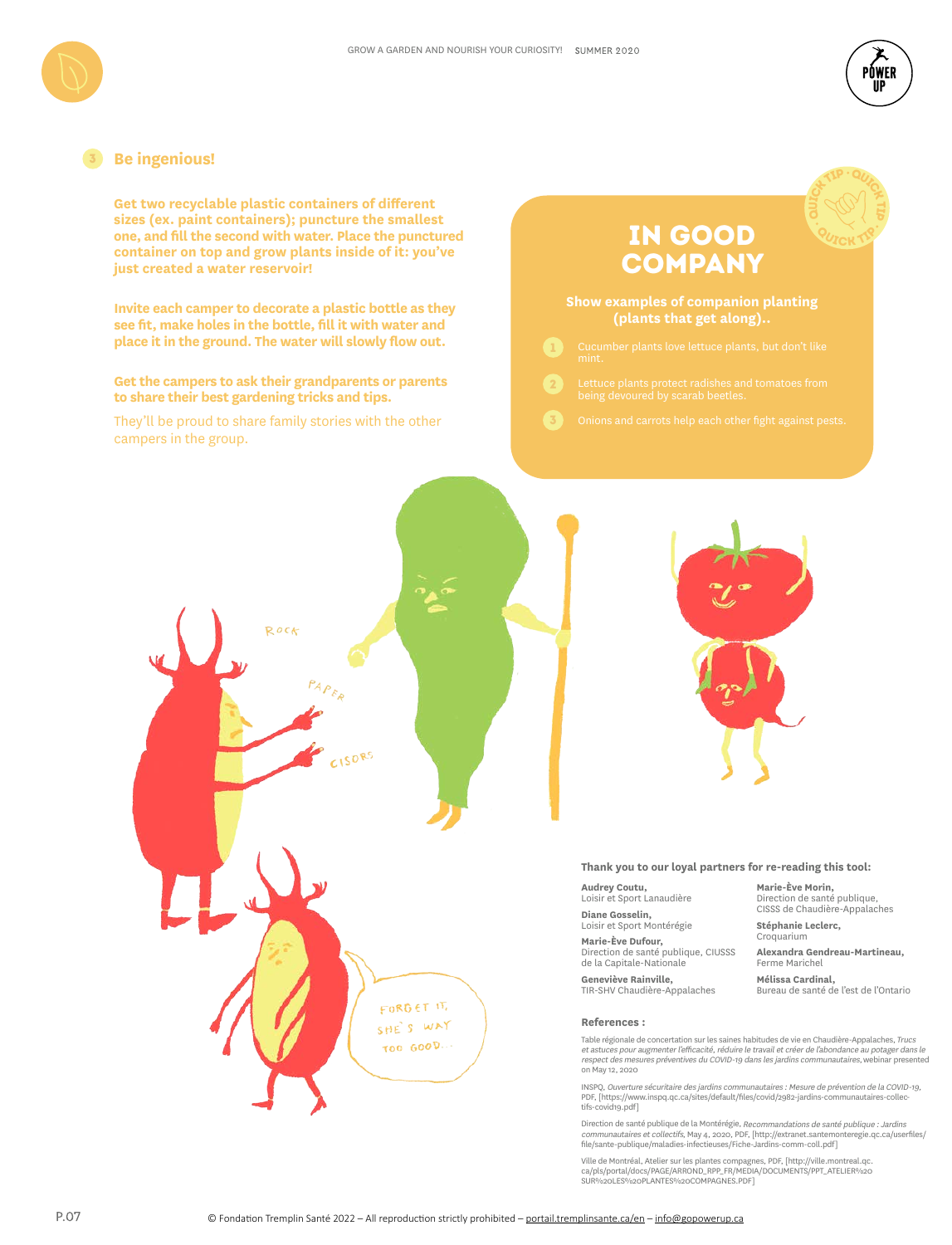## 3 Be ingenious!

**Get two recyclable plastic containers of different sizes (ex. paint containers); puncture the smallest one, and fill the second with water. Place the punctured container on top and grow plants inside of it: you've just created a water reservoir!**

**Invite each camper to decorate a plastic bottle as they see fit, make holes in the bottle, fill it with water and place it in the ground. The water will slowly flow out.**

**Get the campers to ask their grandparents or parents to share their best gardening tricks and tips.**

They'll be proud to share family stories with the other campers in the group.

QUICK TIP

# IN GOOD COMPANY

**Show examples of companion planting (plants that get along)..**

1. Cucumber plants love lettuce plants, but don't like mint.
2. Lettuce plants protect radishes and tomatoes from being devoured by scarab beetles.
3. Onions and carrots help each other fight against pests.

**Thank you to our loyal partners for re-reading this tool:**

**Audrey Coutu,**
Loisir et Sport Lanaudière

**Diane Gosselin,**
Loisir et Sport Montérégie

**Marie-Ève Dufour,**
Direction de santé publique, CIUSSS de la Capitale-Nationale

**Geneviève Rainville,**
TIR-SHV Chaudière-Appalaches

**Marie-Ève Morin,**
Direction de santé publique, CISSS de Chaudière-Appalaches

**Stéphanie Leclerc,**
Croquarium

**Alexandra Gendreau-Martineau,**
Ferme Marichel

**Mélissa Cardinal,**
Bureau de santé de l'est de l'Ontario

**References :**

Table régionale de concertation sur les saines habitudes de vie en Chaudière-Appalaches, *Trucs et astuces pour augmenter l'efficacité, réduire le travail et créer de l'abondance au potager dans le respect des mesures préventives du COVID-19 dans les jardins communautaires*, webinar presented on May 12, 2020

INSPQ, *Ouverture sécuritaire des jardins communautaires : Mesure de prévention de la COVID-19*, PDF, [https://www.inspq.qc.ca/sites/default/files/covid/2982-jardins-communautaires-collec-tifs-covid19.pdf]

Direction de santé publique de la Montérégie, *Recommandations de santé publique : Jardins communautaires et collectifs*, May 4, 2020, PDF, [http://extranet.santemonteregie.qc.ca/userfiles/file/sante-publique/maladies-infectieuses/Fiche-Jardins-comm-coll.pdf]

Ville de Montréal, Atelier sur les plantes compagnes, PDF, [http://ville.montreal.qc.ca/pls/portal/docs/PAGE/ARROND_RPP_FR/MEDIA/DOCUMENTS/PPT_ATELIER%20SUR%20LES%20PLANTES%20COMPAGNES.PDF]

© Fondation Tremplin Santé 2022 – All reproduction strictly prohibited – portail.tremplinsante.ca/en – info@gopowerup.ca